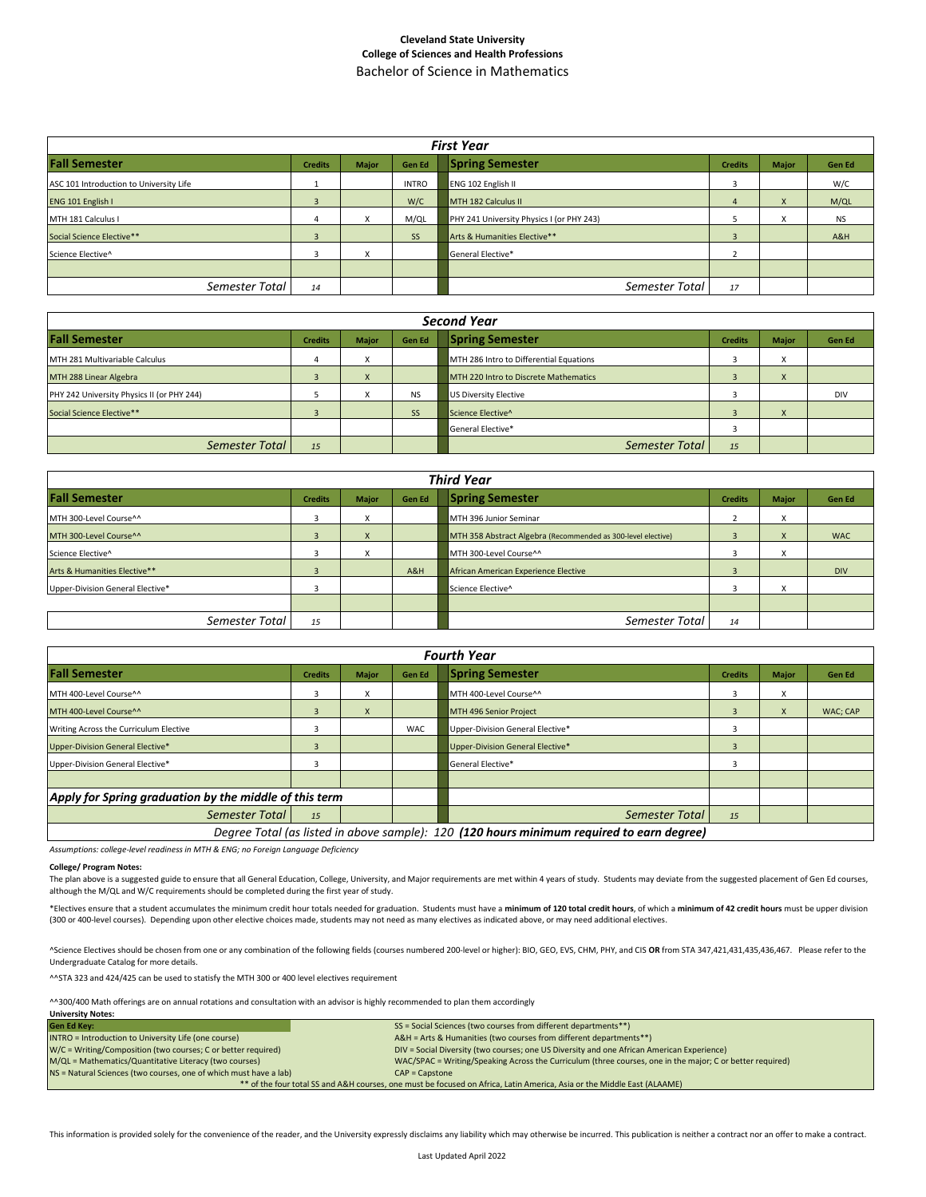**Cleveland State University**
**College of Sciences and Health Professions**
Bachelor of Science in Mathematics

| *First Year* | | | | | | | |
|---|---|---|---|---|---|---|---|
| **Fall Semester** | **Credits** | **Major** | **Gen Ed** | **Spring Semester** | **Credits** | **Major** | **Gen Ed** |
| ASC 101 Introduction to University Life | 1 | | INTRO | ENG 102 English II | 3 | | W/C |
| ENG 101 English I | 3 | | W/C | MTH 182 Calculus II | 4 | X | M/QL |
| MTH 181 Calculus I | 4 | X | M/QL | PHY 241 University Physics I (or PHY 243) | 5 | X | NS |
| Social Science Elective** | 3 | | SS | Arts & Humanities Elective** | 3 | | A&H |
| Science Elective^ | 3 | X | | General Elective* | 2 | | |
| | | | | | | | |
| *Semester Total* | *14* | | | *Semester Total* | *17* | | |

| *Second Year* | | | | | | | |
|---|---|---|---|---|---|---|---|
| **Fall Semester** | **Credits** | **Major** | **Gen Ed** | **Spring Semester** | **Credits** | **Major** | **Gen Ed** |
| MTH 281 Multivariable Calculus | 4 | X | | MTH 286 Intro to Differential Equations | 3 | X | |
| MTH 288 Linear Algebra | 3 | X | | MTH 220 Intro to Discrete Mathematics | 3 | X | |
| PHY 242 University Physics II (or PHY 244) | 5 | X | NS | US Diversity Elective | 3 | | DIV |
| Social Science Elective** | 3 | | SS | Science Elective^ | 3 | X | |
| | | | | General Elective* | 3 | | |
| *Semester Total* | *15* | | | *Semester Total* | *15* | | |

| *Third Year* | | | | | | | |
|---|---|---|---|---|---|---|---|
| **Fall Semester** | **Credits** | **Major** | **Gen Ed** | **Spring Semester** | **Credits** | **Major** | **Gen Ed** |
| MTH 300-Level Course^^ | 3 | X | | MTH 396 Junior Seminar | 2 | X | |
| MTH 300-Level Course^^ | 3 | X | | MTH 358 Abstract Algebra (Recommended as 300-level elective) | 3 | X | WAC |
| Science Elective^ | 3 | X | | MTH 300-Level Course^^ | 3 | X | |
| Arts & Humanities Elective** | 3 | | A&H | African American Experience Elective | 3 | | DIV |
| Upper-Division General Elective* | 3 | | | Science Elective^ | 3 | X | |
| | | | | | | | |
| *Semester Total* | *15* | | | *Semester Total* | *14* | | |

| *Fourth Year* | | | | | | | |
|---|---|---|---|---|---|---|---|
| **Fall Semester** | **Credits** | **Major** | **Gen Ed** | **Spring Semester** | **Credits** | **Major** | **Gen Ed** |
| MTH 400-Level Course^^ | 3 | X | | MTH 400-Level Course^^ | 3 | X | |
| MTH 400-Level Course^^ | 3 | X | | MTH 496 Senior Project | 3 | X | WAC; CAP |
| Writing Across the Curriculum Elective | 3 | | WAC | Upper-Division General Elective* | 3 | | |
| Upper-Division General Elective* | 3 | | | Upper-Division General Elective* | 3 | | |
| Upper-Division General Elective* | 3 | | | General Elective* | 3 | | |
| | | | | | | | |
| ***Apply for Spring graduation by the middle of this term*** | | | | | | | |
| *Semester Total* | *15* | | | *Semester Total* | *15* | | |
| *Degree Total (as listed in above sample): 120* ***(120 hours minimum required to earn degree)*** | | | | | | | |

*Assumptions: college-level readiness in MTH & ENG; no Foreign Language Deficiency*

**College/ Program Notes:**

The plan above is a suggested guide to ensure that all General Education, College, University, and Major requirements are met within 4 years of study. Students may deviate from the suggested placement of Gen Ed courses, although the M/QL and W/C requirements should be completed during the first year of study.

*Electives ensure that a student accumulates the minimum credit hour totals needed for graduation. Students must have a **minimum of 120 total credit hours**, of which a **minimum of 42 credit hours** must be upper division (300 or 400-level courses). Depending upon other elective choices made, students may not need as many electives as indicated above, or may need additional electives.

^Science Electives should be chosen from one or any combination of the following fields (courses numbered 200-level or higher): BIO, GEO, EVS, CHM, PHY, and CIS **OR** from STA 347,421,431,435,436,467. Please refer to the Undergraduate Catalog for more details.

^^STA 323 and 424/425 can be used to statisfy the MTH 300 or 400 level electives requirement

^^300/400 Math offerings are on annual rotations and consultation with an advisor is highly recommended to plan them accordingly

**University Notes:**

| **Gen Ed Key:** | SS = Social Sciences (two courses from different departments**) |
|---|---|
| INTRO = Introduction to University Life (one course) | A&H = Arts & Humanities (two courses from different departments**) |
| W/C = Writing/Composition (two courses; C or better required) | DIV = Social Diversity (two courses; one US Diversity and one African American Experience) |
| M/QL = Mathematics/Quantitative Literacy (two courses) | WAC/SPAC = Writing/Speaking Across the Curriculum (three courses, one in the major; C or better required) |
| NS = Natural Sciences (two courses, one of which must have a lab) | CAP = Capstone |
| ** of the four total SS and A&H courses, one must be focused on Africa, Latin America, Asia or the Middle East (ALAAME) | |

This information is provided solely for the convenience of the reader, and the University expressly disclaims any liability which may otherwise be incurred. This publication is neither a contract nor an offer to make a contract.

Last Updated April 2022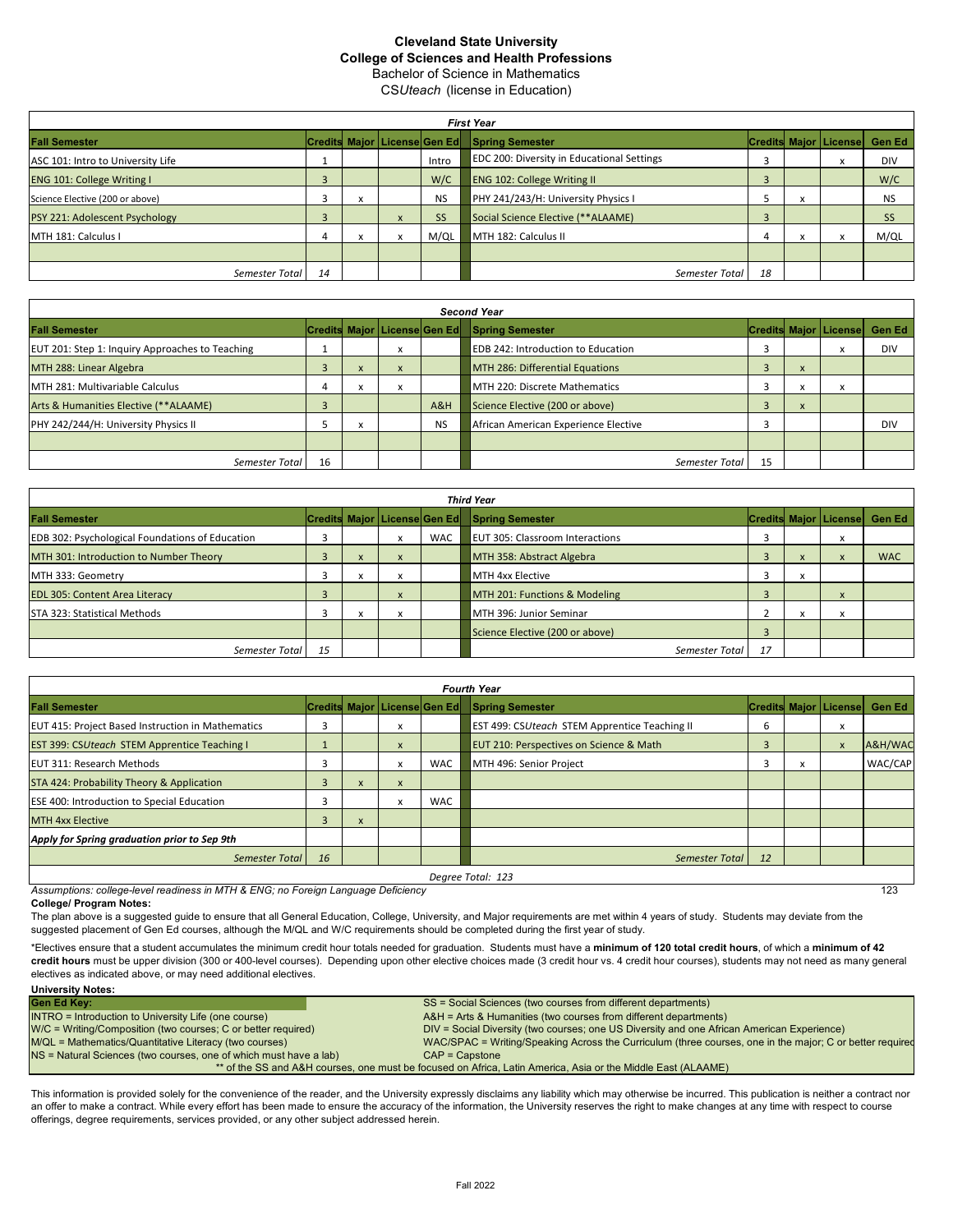# Cleveland State University
## College of Sciences and Health Professions
Bachelor of Science in Mathematics
CS*Uteach* (license in Education)

| *First Year* | | | | | | | | | |
|---|---|---|---|---|---|---|---|---|---|
| **Fall Semester** | **Credits** | **Major** | **License** | **Gen Ed** | **Spring Semester** | **Credits** | **Major** | **License** | **Gen Ed** |
| ASC 101: Intro to University Life | 1 | | | Intro | EDC 200: Diversity in Educational Settings | 3 | | x | DIV |
| ENG 101: College Writing I | 3 | | | W/C | ENG 102: College Writing II | 3 | | | W/C |
| Science Elective (200 or above) | 3 | x | | NS | PHY 241/243/H: University Physics I | 5 | x | | NS |
| PSY 221: Adolescent Psychology | 3 | | x | SS | Social Science Elective (**ALAAME) | 3 | | | SS |
| MTH 181: Calculus I | 4 | x | x | M/QL | MTH 182: Calculus II | 4 | x | x | M/QL |
| | | | | | | | | | |
| *Semester Total* | *14* | | | | *Semester Total* | *18* | | | |

| *Second Year* | | | | | | | | | |
|---|---|---|---|---|---|---|---|---|---|
| **Fall Semester** | **Credits** | **Major** | **License** | **Gen Ed** | **Spring Semester** | **Credits** | **Major** | **License** | **Gen Ed** |
| EUT 201: Step 1: Inquiry Approaches to Teaching | 1 | | x | | EDB 242: Introduction to Education | 3 | | x | DIV |
| MTH 288: Linear Algebra | 3 | x | x | | MTH 286: Differential Equations | 3 | x | | |
| MTH 281: Multivariable Calculus | 4 | x | x | | MTH 220: Discrete Mathematics | 3 | x | x | |
| Arts & Humanities Elective (**ALAAME) | 3 | | | A&H | Science Elective (200 or above) | 3 | x | | |
| PHY 242/244/H: University Physics II | 5 | x | | NS | African American Experience Elective | 3 | | | DIV |
| | | | | | | | | | |
| *Semester Total* | 16 | | | | *Semester Total* | 15 | | | |

| *Third Year* | | | | | | | | | |
|---|---|---|---|---|---|---|---|---|---|
| **Fall Semester** | **Credits** | **Major** | **License** | **Gen Ed** | **Spring Semester** | **Credits** | **Major** | **License** | **Gen Ed** |
| EDB 302: Psychological Foundations of Education | 3 | | x | WAC | EUT 305: Classroom Interactions | 3 | | x | |
| MTH 301: Introduction to Number Theory | 3 | x | x | | MTH 358: Abstract Algebra | 3 | x | x | WAC |
| MTH 333: Geometry | 3 | x | x | | MTH 4xx Elective | 3 | x | | |
| EDL 305: Content Area Literacy | 3 | | x | | MTH 201: Functions & Modeling | 3 | | x | |
| STA 323: Statistical Methods | 3 | x | x | | MTH 396: Junior Seminar | 2 | x | x | |
| | | | | | Science Elective (200 or above) | 3 | | | |
| *Semester Total* | *15* | | | | *Semester Total* | *17* | | | |

| *Fourth Year* | | | | | | | | | |
|---|---|---|---|---|---|---|---|---|---|
| **Fall Semester** | **Credits** | **Major** | **License** | **Gen Ed** | **Spring Semester** | **Credits** | **Major** | **License** | **Gen Ed** |
| EUT 415: Project Based Instruction in Mathematics | 3 | | x | | EST 499: CS*Uteach* STEM Apprentice Teaching II | 6 | | x | |
| EST 399: CS*Uteach* STEM Apprentice Teaching I | 1 | | x | | EUT 210: Perspectives on Science & Math | 3 | | x | A&H/WAC |
| EUT 311: Research Methods | 3 | | x | WAC | MTH 496: Senior Project | 3 | x | | WAC/CAP |
| STA 424: Probability Theory & Application | 3 | x | x | | | | | | |
| ESE 400: Introduction to Special Education | 3 | | x | WAC | | | | | |
| MTH 4xx Elective | 3 | x | | | | | | | |
| ***Apply for Spring graduation prior to Sep 9th*** | | | | | | | | | |
| *Semester Total* | *16* | | | | *Semester Total* | *12* | | | |
| *Degree Total: 123* | | | | | | | | | |

*Assumptions: college-level readiness in MTH & ENG; no Foreign Language Deficiency* 123

**College/ Program Notes:**

The plan above is a suggested guide to ensure that all General Education, College, University, and Major requirements are met within 4 years of study. Students may deviate from the suggested placement of Gen Ed courses, although the M/QL and W/C requirements should be completed during the first year of study.

*Electives ensure that a student accumulates the minimum credit hour totals needed for graduation. Students must have a **minimum of 120 total credit hours**, of which a **minimum of 42 credit hours** must be upper division (300 or 400-level courses). Depending upon other elective choices made (3 credit hour vs. 4 credit hour courses), students may not need as many general electives as indicated above, or may need additional electives.

**University Notes:**

| **Gen Ed Key:** | |
|---|---|
| INTRO = Introduction to University Life (one course) | SS = Social Sciences (two courses from different departments) |
| W/C = Writing/Composition (two courses; C or better required) | A&H = Arts & Humanities (two courses from different departments) |
| M/QL = Mathematics/Quantitative Literacy (two courses) | DIV = Social Diversity (two courses; one US Diversity and one African American Experience) |
| NS = Natural Sciences (two courses, one of which must have a lab) | WAC/SPAC = Writing/Speaking Across the Curriculum (three courses, one in the major; C or better required |
| | CAP = Capstone |
| ** of the SS and A&H courses, one must be focused on Africa, Latin America, Asia or the Middle East (ALAAME) | |

This information is provided solely for the convenience of the reader, and the University expressly disclaims any liability which may otherwise be incurred. This publication is neither a contract nor an offer to make a contract. While every effort has been made to ensure the accuracy of the information, the University reserves the right to make changes at any time with respect to course offerings, degree requirements, services provided, or any other subject addressed herein.

Fall 2022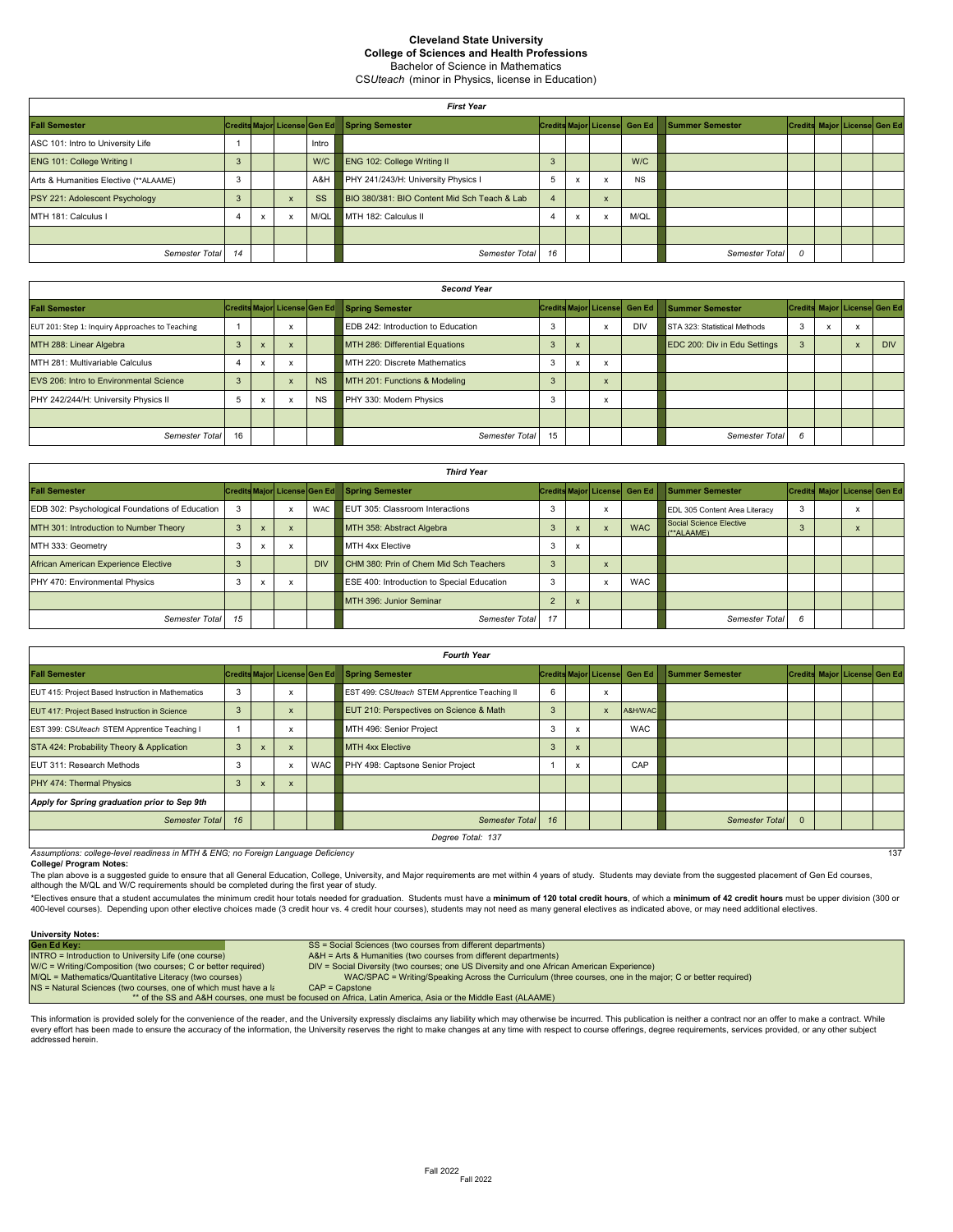**Cleveland State University**
**College of Sciences and Health Professions**
Bachelor of Science in Mathematics
CS*Uteach* (minor in Physics, license in Education)

| *First Year* | | | | | | | | | | | | | | |
|---|---|---|---|---|---|---|---|---|---|---|---|---|---|---|
| **Fall Semester** | **Credits** | **Major** | **License** | **Gen Ed** | **Spring Semester** | **Credits** | **Major** | **License** | **Gen Ed** | **Summer Semester** | **Credits** | **Major** | **License** | **Gen Ed** |
| ASC 101: Intro to University Life | 1 | | | Intro | | | | | | | | | | |
| ENG 101: College Writing I | 3 | | | W/C | ENG 102: College Writing II | 3 | | | W/C | | | | | |
| Arts & Humanities Elective (**ALAAME) | 3 | | | A&H | PHY 241/243/H: University Physics I | 5 | x | x | NS | | | | | |
| PSY 221: Adolescent Psychology | 3 | | x | SS | BIO 380/381: BIO Content Mid Sch Teach & Lab | 4 | | x | | | | | | |
| MTH 181: Calculus I | 4 | x | x | M/QL | MTH 182: Calculus II | 4 | x | x | M/QL | | | | | |
| | | | | | | | | | | | | | | |
| *Semester Total* | *14* | | | | *Semester Total* | *16* | | | | *Semester Total* | *0* | | | |

| *Second Year* | | | | | | | | | | | | | | |
|---|---|---|---|---|---|---|---|---|---|---|---|---|---|---|
| **Fall Semester** | **Credits** | **Major** | **License** | **Gen Ed** | **Spring Semester** | **Credits** | **Major** | **License** | **Gen Ed** | **Summer Semester** | **Credits** | **Major** | **License** | **Gen Ed** |
| EUT 201: Step 1: Inquiry Approaches to Teaching | 1 | | x | | EDB 242: Introduction to Education | 3 | | x | DIV | STA 323: Statistical Methods | 3 | x | x | |
| MTH 288: Linear Algebra | 3 | x | x | | MTH 286: Differential Equations | 3 | x | | | EDC 200: Div in Edu Settings | 3 | | x | DIV |
| MTH 281: Multivariable Calculus | 4 | x | x | | MTH 220: Discrete Mathematics | 3 | x | x | | | | | | |
| EVS 206: Intro to Environmental Science | 3 | | x | NS | MTH 201: Functions & Modeling | 3 | | x | | | | | | |
| PHY 242/244/H: University Physics II | 5 | x | x | NS | PHY 330: Modern Physics | 3 | | x | | | | | | |
| | | | | | | | | | | | | | | |
| *Semester Total* | 16 | | | | *Semester Total* | 15 | | | | *Semester Total* | *6* | | | |

| *Third Year* | | | | | | | | | | | | | | |
|---|---|---|---|---|---|---|---|---|---|---|---|---|---|---|
| **Fall Semester** | **Credits** | **Major** | **License** | **Gen Ed** | **Spring Semester** | **Credits** | **Major** | **License** | **Gen Ed** | **Summer Semester** | **Credits** | **Major** | **License** | **Gen Ed** |
| EDB 302: Psychological Foundations of Education | 3 | | x | WAC | EUT 305: Classroom Interactions | 3 | | x | | EDL 305 Content Area Literacy | 3 | | x | |
| MTH 301: Introduction to Number Theory | 3 | x | x | | MTH 358: Abstract Algebra | 3 | x | x | WAC | Social Science Elective (**ALAAME) | 3 | | x | |
| MTH 333: Geometry | 3 | x | x | | MTH 4xx Elective | 3 | x | | | | | | | |
| African American Experience Elective | 3 | | | DIV | CHM 380: Prin of Chem Mid Sch Teachers | 3 | | x | | | | | | |
| PHY 470: Environmental Physics | 3 | x | x | | ESE 400: Introduction to Special Education | 3 | | x | WAC | | | | | |
| | | | | | MTH 396: Junior Seminar | 2 | x | | | | | | | |
| *Semester Total* | *15* | | | | *Semester Total* | *17* | | | | *Semester Total* | *6* | | | |

| *Fourth Year* | | | | | | | | | | | | | | |
|---|---|---|---|---|---|---|---|---|---|---|---|---|---|---|
| **Fall Semester** | **Credits** | **Major** | **License** | **Gen Ed** | **Spring Semester** | **Credits** | **Major** | **License** | **Gen Ed** | **Summer Semester** | **Credits** | **Major** | **License** | **Gen Ed** |
| EUT 415: Project Based Instruction in Mathematics | 3 | | x | | EST 499: CS*Uteach* STEM Apprentice Teaching II | 6 | | x | | | | | | |
| EUT 417: Project Based Instruction in Science | 3 | | x | | EUT 210: Perspectives on Science & Math | 3 | | x | A&H/WAC | | | | | |
| EST 399: CS*Uteach* STEM Apprentice Teaching I | 1 | | x | | MTH 496: Senior Project | 3 | x | | WAC | | | | | |
| STA 424: Probability Theory & Application | 3 | x | x | | MTH 4xx Elective | 3 | x | | | | | | | |
| EUT 311: Research Methods | 3 | | x | WAC | PHY 498: Captsone Senior Project | 1 | x | | CAP | | | | | |
| PHY 474: Thermal Physics | 3 | x | x | | | | | | | | | | | |
| ***Apply for Spring graduation prior to Sep 9th*** | | | | | | | | | | | | | | |
| *Semester Total* | *16* | | | | *Semester Total* | *16* | | | | *Semester Total* | *0* | | | |
| | | | | | *Degree Total: 137* | | | | | | | | | |

*Assumptions: college-level readiness in MTH & ENG; no Foreign Language Deficiency*

137

**College/ Program Notes:**

The plan above is a suggested guide to ensure that all General Education, College, University, and Major requirements are met within 4 years of study. Students may deviate from the suggested placement of Gen Ed courses, although the M/QL and W/C requirements should be completed during the first year of study.

*Electives ensure that a student accumulates the minimum credit hour totals needed for graduation. Students must have a **minimum of 120 total credit hours**, of which a **minimum of 42 credit hours** must be upper division (300 or 400-level courses). Depending upon other elective choices made (3 credit hour vs. 4 credit hour courses), students may not need as many general electives as indicated above, or may need additional electives.

**University Notes:**

| | |
|---|---|
| **Gen Ed Key:** | SS = Social Sciences (two courses from different departments) |
| INTRO = Introduction to University Life (one course) | A&H = Arts & Humanities (two courses from different departments) |
| W/C = Writing/Composition (two courses; C or better required) | DIV = Social Diversity (two courses; one US Diversity and one African American Experience) |
| M/QL = Mathematics/Quantitative Literacy (two courses) | WAC/SPAC = Writing/Speaking Across the Curriculum (three courses, one in the major; C or better required) |
| NS = Natural Sciences (two courses, one of which must have a la | CAP = Capstone |

** of the SS and A&H courses, one must be focused on Africa, Latin America, Asia or the Middle East (ALAAME)

This information is provided solely for the convenience of the reader, and the University expressly disclaims any liability which may otherwise be incurred. This publication is neither a contract nor an offer to make a contract. While every effort has been made to ensure the accuracy of the information, the University reserves the right to make changes at any time with respect to course offerings, degree requirements, services provided, or any other subject addressed herein.

Fall 2022